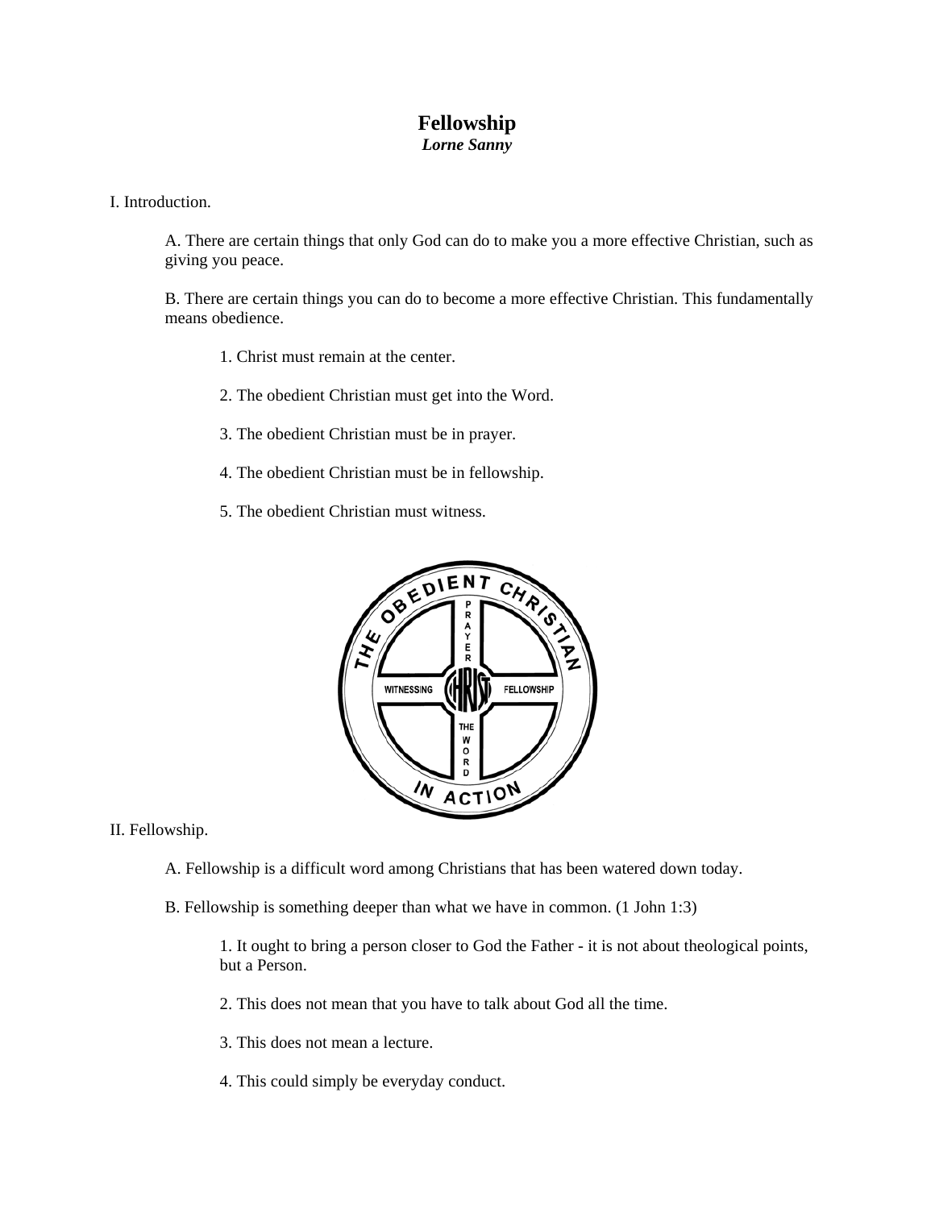# Fellowship

***Lorne Sanny***

I. Introduction.

A. There are certain things that only God can do to make you a more effective Christian, such as giving you peace.

B. There are certain things you can do to become a more effective Christian. This fundamentally means obedience.

1. Christ must remain at the center.

2. The obedient Christian must get into the Word.

3. The obedient Christian must be in prayer.

4. The obedient Christian must be in fellowship.

5. The obedient Christian must witness.

II. Fellowship.

A. Fellowship is a difficult word among Christians that has been watered down today.

B. Fellowship is something deeper than what we have in common. (1 John 1:3)

1. It ought to bring a person closer to God the Father - it is not about theological points, but a Person.

2. This does not mean that you have to talk about God all the time.

3. This does not mean a lecture.

4. This could simply be everyday conduct.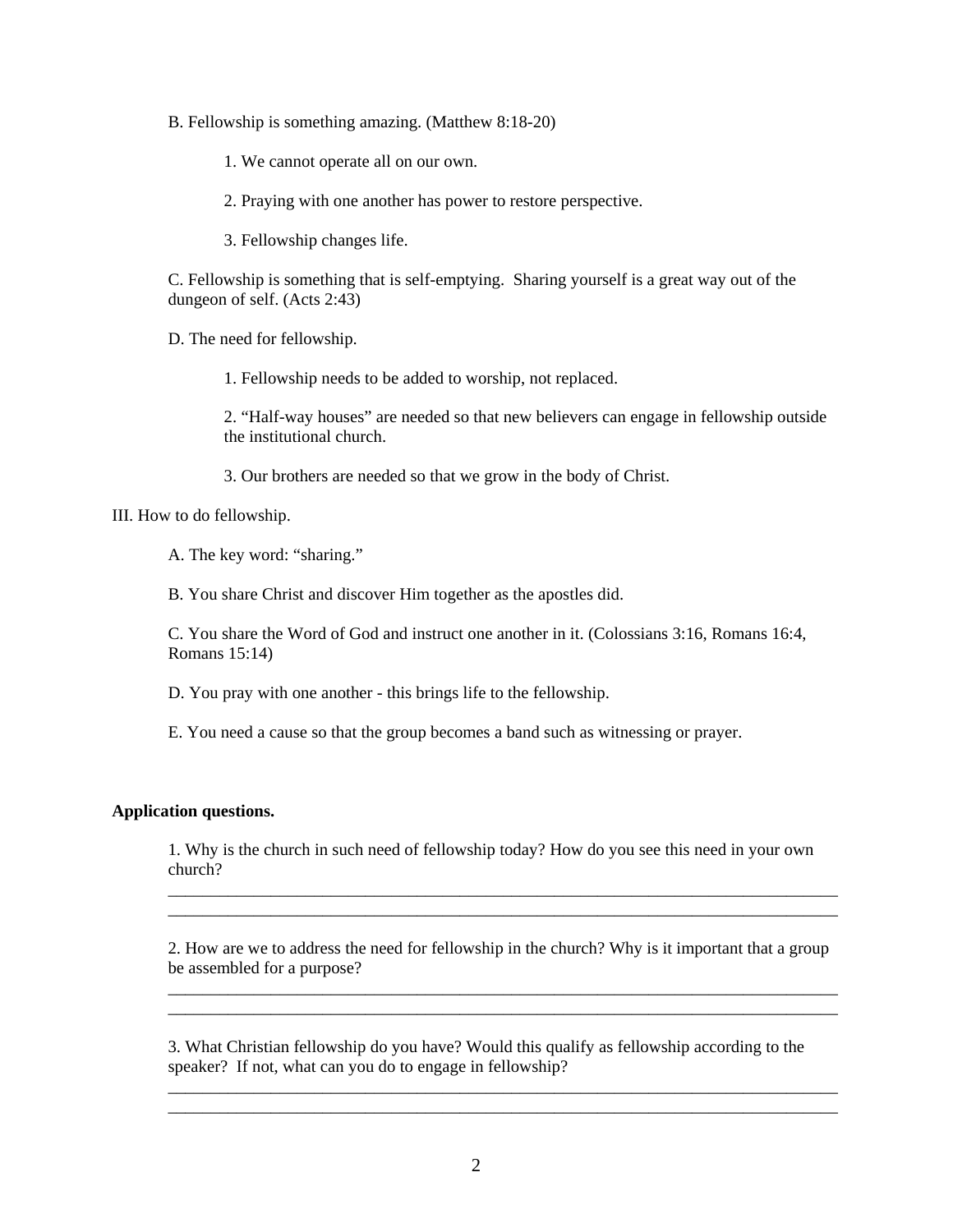B. Fellowship is something amazing. (Matthew 8:18-20)

1. We cannot operate all on our own.

2. Praying with one another has power to restore perspective.

3. Fellowship changes life.

C. Fellowship is something that is self-emptying. Sharing yourself is a great way out of the dungeon of self. (Acts 2:43)

D. The need for fellowship.

1. Fellowship needs to be added to worship, not replaced.

2. "Half-way houses" are needed so that new believers can engage in fellowship outside the institutional church.

3. Our brothers are needed so that we grow in the body of Christ.

III. How to do fellowship.

A. The key word: "sharing."

B. You share Christ and discover Him together as the apostles did.

C. You share the Word of God and instruct one another in it. (Colossians 3:16, Romans 16:4, Romans 15:14)

D. You pray with one another - this brings life to the fellowship.

E. You need a cause so that the group becomes a band such as witnessing or prayer.

**Application questions.**

1. Why is the church in such need of fellowship today? How do you see this need in your own church?

______________________________________________________________________________
______________________________________________________________________________

2. How are we to address the need for fellowship in the church? Why is it important that a group be assembled for a purpose?

______________________________________________________________________________
______________________________________________________________________________

3. What Christian fellowship do you have? Would this qualify as fellowship according to the speaker? If not, what can you do to engage in fellowship?

______________________________________________________________________________
______________________________________________________________________________